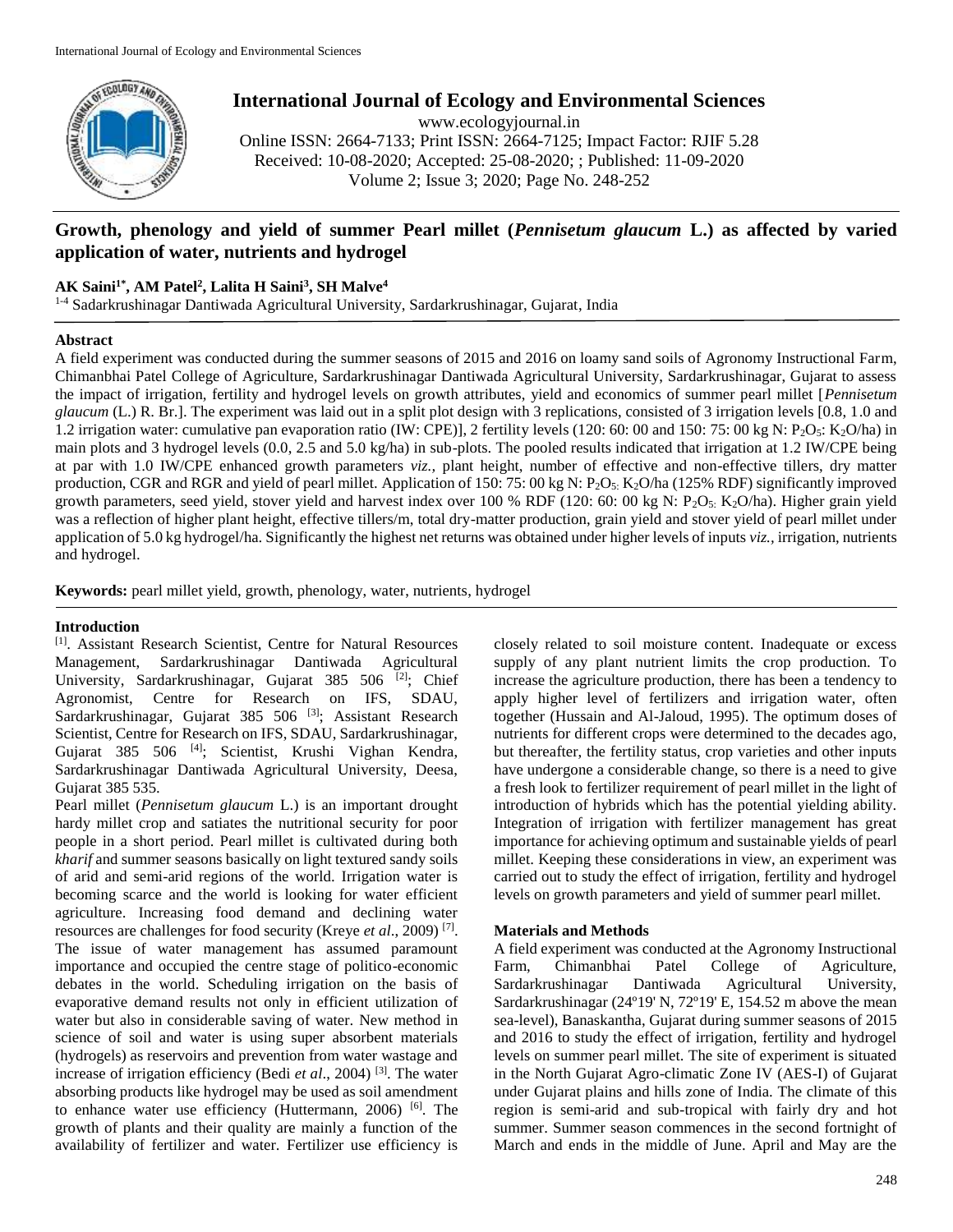# Growth, phenology and yield of summer Pearl millet (*Pennisetum glaucum* L.) as affected by varied application of water, nutrients and hydrogel

**AK Saini[1*], AM Patel[2], Lalita H Saini[3], SH Malve[4]**

[1-4] Sadarkrushinagar Dantiwada Agricultural University, Sardarkrushinagar, Gujarat, India

## Abstract

A field experiment was conducted during the summer seasons of 2015 and 2016 on loamy sand soils of Agronomy Instructional Farm, Chimanbhai Patel College of Agriculture, Sardarkrushinagar Dantiwada Agricultural University, Sardarkrushinagar, Gujarat to assess the impact of irrigation, fertility and hydrogel levels on growth attributes, yield and economics of summer pearl millet [*Pennisetum glaucum* (L.) R. Br.]. The experiment was laid out in a split plot design with 3 replications, consisted of 3 irrigation levels [0.8, 1.0 and 1.2 irrigation water: cumulative pan evaporation ratio (IW: CPE)], 2 fertility levels (120: 60: 00 and 150: 75: 00 kg N: $P_2O_5$: $K_2O$/ha) in main plots and 3 hydrogel levels (0.0, 2.5 and 5.0 kg/ha) in sub-plots. The pooled results indicated that irrigation at 1.2 IW/CPE being at par with 1.0 IW/CPE enhanced growth parameters *viz.,* plant height, number of effective and non-effective tillers, dry matter production, CGR and RGR and yield of pearl millet. Application of 150: 75: 00 kg N: $P_2O_5$: $K_2O$/ha (125% RDF) significantly improved growth parameters, seed yield, stover yield and harvest index over 100 % RDF (120: 60: 00 kg N: $P_2O_5$: $K_2O$/ha). Higher grain yield was a reflection of higher plant height, effective tillers/m, total dry-matter production, grain yield and stover yield of pearl millet under application of 5.0 kg hydrogel/ha. Significantly the highest net returns was obtained under higher levels of inputs *viz.,* irrigation, nutrients and hydrogel.

**Keywords:** pearl millet yield, growth, phenology, water, nutrients, hydrogel

## Introduction

[1]. Assistant Research Scientist, Centre for Natural Resources Management, Sardarkrushinagar Dantiwada Agricultural University, Sardarkrushinagar, Gujarat 385 506 [2]; Chief Agronomist, Centre for Research on IFS, SDAU, Sardarkrushinagar, Gujarat 385 506 [3]; Assistant Research Scientist, Centre for Research on IFS, SDAU, Sardarkrushinagar, Gujarat 385 506 [4]; Scientist, Krushi Vighan Kendra, Sardarkrushinagar Dantiwada Agricultural University, Deesa, Gujarat 385 535.

Pearl millet (*Pennisetum glaucum* L.) is an important drought hardy millet crop and satiates the nutritional security for poor people in a short period. Pearl millet is cultivated during both *kharif* and summer seasons basically on light textured sandy soils of arid and semi-arid regions of the world. Irrigation water is becoming scarce and the world is looking for water efficient agriculture. Increasing food demand and declining water resources are challenges for food security (Kreye *et al*., 2009) [7]. The issue of water management has assumed paramount importance and occupied the centre stage of politico-economic debates in the world. Scheduling irrigation on the basis of evaporative demand results not only in efficient utilization of water but also in considerable saving of water. New method in science of soil and water is using super absorbent materials (hydrogels) as reservoirs and prevention from water wastage and increase of irrigation efficiency (Bedi *et al*., 2004) [3]. The water absorbing products like hydrogel may be used as soil amendment to enhance water use efficiency (Huttermann, 2006) [6]. The growth of plants and their quality are mainly a function of the availability of fertilizer and water. Fertilizer use efficiency is closely related to soil moisture content. Inadequate or excess supply of any plant nutrient limits the crop production. To increase the agriculture production, there has been a tendency to apply higher level of fertilizers and irrigation water, often together (Hussain and Al-Jaloud, 1995). The optimum doses of nutrients for different crops were determined to the decades ago, but thereafter, the fertility status, crop varieties and other inputs have undergone a considerable change, so there is a need to give a fresh look to fertilizer requirement of pearl millet in the light of introduction of hybrids which has the potential yielding ability. Integration of irrigation with fertilizer management has great importance for achieving optimum and sustainable yields of pearl millet. Keeping these considerations in view, an experiment was carried out to study the effect of irrigation, fertility and hydrogel levels on growth parameters and yield of summer pearl millet.

## Materials and Methods

A field experiment was conducted at the Agronomy Instructional Farm, Chimanbhai Patel College of Agriculture, Sardarkrushinagar Dantiwada Agricultural University, Sardarkrushinagar (24º19' N, 72º19' E, 154.52 m above the mean sea-level), Banaskantha, Gujarat during summer seasons of 2015 and 2016 to study the effect of irrigation, fertility and hydrogel levels on summer pearl millet. The site of experiment is situated in the North Gujarat Agro-climatic Zone IV (AES-I) of Gujarat under Gujarat plains and hills zone of India. The climate of this region is semi-arid and sub-tropical with fairly dry and hot summer. Summer season commences in the second fortnight of March and ends in the middle of June. April and May are the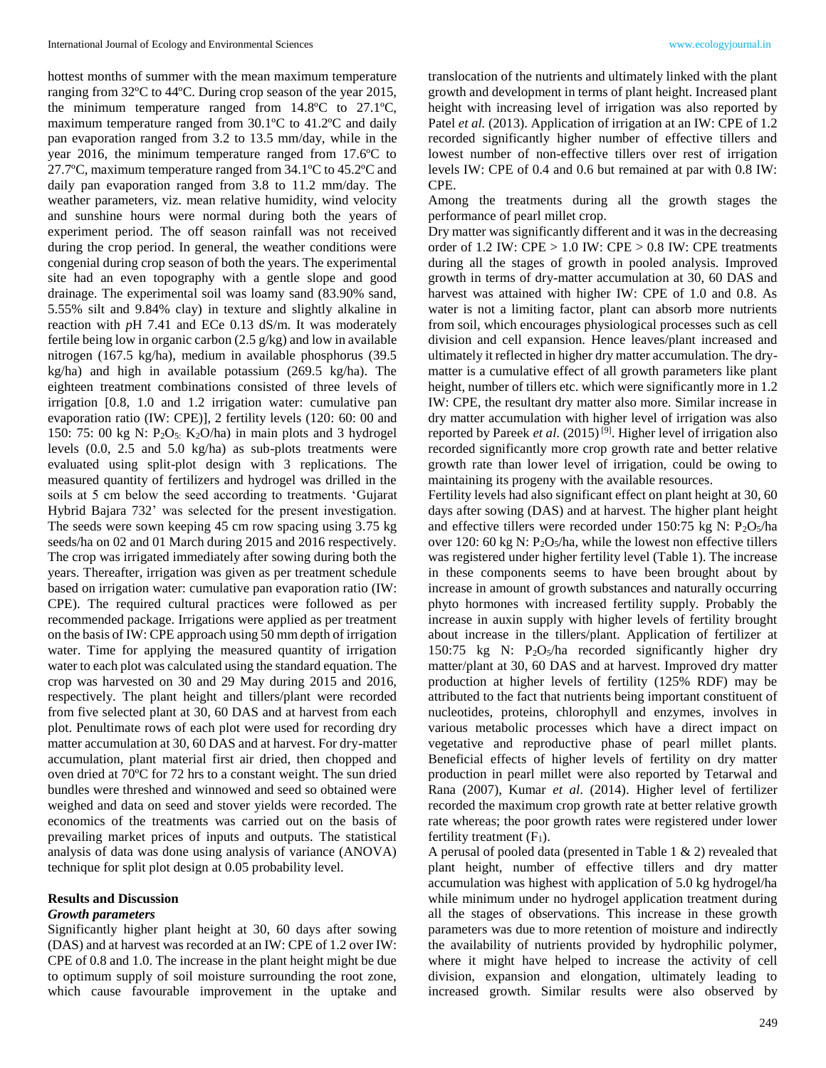hottest months of summer with the mean maximum temperature ranging from 32ºC to 44ºC. During crop season of the year 2015, the minimum temperature ranged from 14.8ºC to 27.1ºC, maximum temperature ranged from 30.1ºC to 41.2ºC and daily pan evaporation ranged from 3.2 to 13.5 mm/day, while in the year 2016, the minimum temperature ranged from 17.6ºC to 27.7ºC, maximum temperature ranged from 34.1ºC to 45.2ºC and daily pan evaporation ranged from 3.8 to 11.2 mm/day. The weather parameters, viz. mean relative humidity, wind velocity and sunshine hours were normal during both the years of experiment period. The off season rainfall was not received during the crop period. In general, the weather conditions were congenial during crop season of both the years. The experimental site had an even topography with a gentle slope and good drainage. The experimental soil was loamy sand (83.90% sand, 5.55% silt and 9.84% clay) in texture and slightly alkaline in reaction with *p*H 7.41 and ECe 0.13 dS/m. It was moderately fertile being low in organic carbon (2.5 g/kg) and low in available nitrogen (167.5 kg/ha), medium in available phosphorus (39.5 kg/ha) and high in available potassium (269.5 kg/ha). The eighteen treatment combinations consisted of three levels of irrigation [0.8, 1.0 and 1.2 irrigation water: cumulative pan evaporation ratio (IW: CPE)], 2 fertility levels (120: 60: 00 and 150: 75: 00 kg N: $P_2O_5$: $K_2O$/ha) in main plots and 3 hydrogel levels (0.0, 2.5 and 5.0 kg/ha) as sub-plots treatments were evaluated using split-plot design with 3 replications. The measured quantity of fertilizers and hydrogel was drilled in the soils at 5 cm below the seed according to treatments. 'Gujarat Hybrid Bajara 732' was selected for the present investigation. The seeds were sown keeping 45 cm row spacing using 3.75 kg seeds/ha on 02 and 01 March during 2015 and 2016 respectively. The crop was irrigated immediately after sowing during both the years. Thereafter, irrigation was given as per treatment schedule based on irrigation water: cumulative pan evaporation ratio (IW: CPE). The required cultural practices were followed as per recommended package. Irrigations were applied as per treatment on the basis of IW: CPE approach using 50 mm depth of irrigation water. Time for applying the measured quantity of irrigation water to each plot was calculated using the standard equation. The crop was harvested on 30 and 29 May during 2015 and 2016, respectively. The plant height and tillers/plant were recorded from five selected plant at 30, 60 DAS and at harvest from each plot. Penultimate rows of each plot were used for recording dry matter accumulation at 30, 60 DAS and at harvest. For dry-matter accumulation, plant material first air dried, then chopped and oven dried at 70ºC for 72 hrs to a constant weight. The sun dried bundles were threshed and winnowed and seed so obtained were weighed and data on seed and stover yields were recorded. The economics of the treatments was carried out on the basis of prevailing market prices of inputs and outputs. The statistical analysis of data was done using analysis of variance (ANOVA) technique for split plot design at 0.05 probability level.

## Results and Discussion

### *Growth parameters*

Significantly higher plant height at 30, 60 days after sowing (DAS) and at harvest was recorded at an IW: CPE of 1.2 over IW: CPE of 0.8 and 1.0. The increase in the plant height might be due to optimum supply of soil moisture surrounding the root zone, which cause favourable improvement in the uptake and translocation of the nutrients and ultimately linked with the plant growth and development in terms of plant height. Increased plant height with increasing level of irrigation was also reported by Patel *et al.* (2013). Application of irrigation at an IW: CPE of 1.2 recorded significantly higher number of effective tillers and lowest number of non-effective tillers over rest of irrigation levels IW: CPE of 0.4 and 0.6 but remained at par with 0.8 IW: CPE.

Among the treatments during all the growth stages the performance of pearl millet crop.

Dry matter was significantly different and it was in the decreasing order of 1.2 IW: CPE > 1.0 IW: CPE > 0.8 IW: CPE treatments during all the stages of growth in pooled analysis. Improved growth in terms of dry-matter accumulation at 30, 60 DAS and harvest was attained with higher IW: CPE of 1.0 and 0.8. As water is not a limiting factor, plant can absorb more nutrients from soil, which encourages physiological processes such as cell division and cell expansion. Hence leaves/plant increased and ultimately it reflected in higher dry matter accumulation. The dry-matter is a cumulative effect of all growth parameters like plant height, number of tillers etc. which were significantly more in 1.2 IW: CPE, the resultant dry matter also more. Similar increase in dry matter accumulation with higher level of irrigation was also reported by Pareek *et al.* (2015) [9]. Higher level of irrigation also recorded significantly more crop growth rate and better relative growth rate than lower level of irrigation, could be owing to maintaining its progeny with the available resources.

Fertility levels had also significant effect on plant height at 30, 60 days after sowing (DAS) and at harvest. The higher plant height and effective tillers were recorded under 150:75 kg N: $P_2O_5$/ha over 120: 60 kg N: $P_2O_5$/ha, while the lowest non effective tillers was registered under higher fertility level (Table 1). The increase in these components seems to have been brought about by increase in amount of growth substances and naturally occurring phyto hormones with increased fertility supply. Probably the increase in auxin supply with higher levels of fertility brought about increase in the tillers/plant. Application of fertilizer at 150:75 kg N: $P_2O_5$/ha recorded significantly higher dry matter/plant at 30, 60 DAS and at harvest. Improved dry matter production at higher levels of fertility (125% RDF) may be attributed to the fact that nutrients being important constituent of nucleotides, proteins, chlorophyll and enzymes, involves in various metabolic processes which have a direct impact on vegetative and reproductive phase of pearl millet plants. Beneficial effects of higher levels of fertility on dry matter production in pearl millet were also reported by Tetarwal and Rana (2007), Kumar *et al.* (2014). Higher level of fertilizer recorded the maximum crop growth rate at better relative growth rate whereas; the poor growth rates were registered under lower fertility treatment ($F_1$).

A perusal of pooled data (presented in Table 1 & 2) revealed that plant height, number of effective tillers and dry matter accumulation was highest with application of 5.0 kg hydrogel/ha while minimum under no hydrogel application treatment during all the stages of observations. This increase in these growth parameters was due to more retention of moisture and indirectly the availability of nutrients provided by hydrophilic polymer, where it might have helped to increase the activity of cell division, expansion and elongation, ultimately leading to increased growth. Similar results were also observed by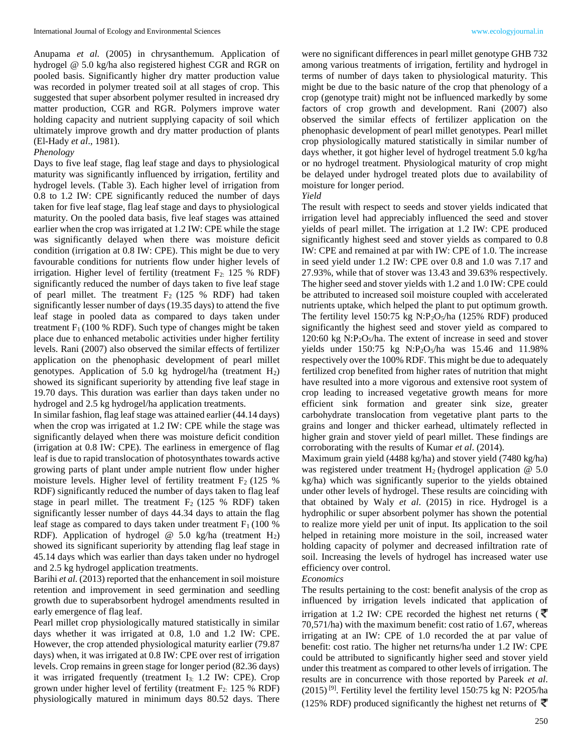Anupama *et al.* (2005) in chrysanthemum. Application of hydrogel @ 5.0 kg/ha also registered highest CGR and RGR on pooled basis. Significantly higher dry matter production value was recorded in polymer treated soil at all stages of crop. This suggested that super absorbent polymer resulted in increased dry matter production, CGR and RGR. Polymers improve water holding capacity and nutrient supplying capacity of soil which ultimately improve growth and dry matter production of plants (El-Hady *et al*., 1981).

*Phenology*

Days to five leaf stage, flag leaf stage and days to physiological maturity was significantly influenced by irrigation, fertility and hydrogel levels. (Table 3). Each higher level of irrigation from 0.8 to 1.2 IW: CPE significantly reduced the number of days taken for five leaf stage, flag leaf stage and days to physiological maturity. On the pooled data basis, five leaf stages was attained earlier when the crop was irrigated at 1.2 IW: CPE while the stage was significantly delayed when there was moisture deficit condition (irrigation at 0.8 IW: CPE). This might be due to very favourable conditions for nutrients flow under higher levels of irrigation. Higher level of fertility (treatment $F_2$: 125 % RDF) significantly reduced the number of days taken to five leaf stage of pearl millet. The treatment $F_2$ (125 % RDF) had taken significantly lesser number of days (19.35 days) to attend the five leaf stage in pooled data as compared to days taken under treatment $F_1$ (100 % RDF). Such type of changes might be taken place due to enhanced metabolic activities under higher fertility levels. Rani (2007) also observed the similar effects of fertilizer application on the phenophasic development of pearl millet genotypes. Application of 5.0 kg hydrogel/ha (treatment $H_2$) showed its significant superiority by attending five leaf stage in 19.70 days. This duration was earlier than days taken under no hydrogel and 2.5 kg hydrogel/ha application treatments.

In similar fashion, flag leaf stage was attained earlier (44.14 days) when the crop was irrigated at 1.2 IW: CPE while the stage was significantly delayed when there was moisture deficit condition (irrigation at 0.8 IW: CPE). The earliness in emergence of flag leaf is due to rapid translocation of photosynthates towards active growing parts of plant under ample nutrient flow under higher moisture levels. Higher level of fertility treatment $F_2$ (125 % RDF) significantly reduced the number of days taken to flag leaf stage in pearl millet. The treatment $F_2$ (125 % RDF) taken significantly lesser number of days 44.34 days to attain the flag leaf stage as compared to days taken under treatment $F_1$ (100 % RDF). Application of hydrogel @ 5.0 kg/ha (treatment $H_2$) showed its significant superiority by attending flag leaf stage in 45.14 days which was earlier than days taken under no hydrogel and 2.5 kg hydrogel application treatments.

Barihi *et al.* (2013) reported that the enhancement in soil moisture retention and improvement in seed germination and seedling growth due to superabsorbent hydrogel amendments resulted in early emergence of flag leaf.

Pearl millet crop physiologically matured statistically in similar days whether it was irrigated at 0.8, 1.0 and 1.2 IW: CPE. However, the crop attended physiological maturity earlier (79.87 days) when, it was irrigated at 0.8 IW: CPE over rest of irrigation levels. Crop remains in green stage for longer period (82.36 days) it was irrigated frequently (treatment $I_3$: 1.2 IW: CPE). Crop grown under higher level of fertility (treatment $F_2$: 125 % RDF) physiologically matured in minimum days 80.52 days. There were no significant differences in pearl millet genotype GHB 732 among various treatments of irrigation, fertility and hydrogel in terms of number of days taken to physiological maturity. This might be due to the basic nature of the crop that phenology of a crop (genotype trait) might not be influenced markedly by some factors of crop growth and development. Rani (2007) also observed the similar effects of fertilizer application on the phenophasic development of pearl millet genotypes. Pearl millet crop physiologically matured statistically in similar number of days whether, it got higher level of hydrogel treatment 5.0 kg/ha or no hydrogel treatment. Physiological maturity of crop might be delayed under hydrogel treated plots due to availability of moisture for longer period.

*Yield*

The result with respect to seeds and stover yields indicated that irrigation level had appreciably influenced the seed and stover yields of pearl millet. The irrigation at 1.2 IW: CPE produced significantly highest seed and stover yields as compared to 0.8 IW: CPE and remained at par with IW: CPE of 1.0. The increase in seed yield under 1.2 IW: CPE over 0.8 and 1.0 was 7.17 and 27.93%, while that of stover was 13.43 and 39.63% respectively. The higher seed and stover yields with 1.2 and 1.0 IW: CPE could be attributed to increased soil moisture coupled with accelerated nutrients uptake, which helped the plant to put optimum growth. The fertility level 150:75 kg N:$P_2O_5$/ha (125% RDF) produced significantly the highest seed and stover yield as compared to 120:60 kg N:$P_2O_5$/ha. The extent of increase in seed and stover yields under 150:75 kg N:$P_2O_5$/ha was 15.46 and 11.98% respectively over the 100% RDF. This might be due to adequately fertilized crop benefited from higher rates of nutrition that might have resulted into a more vigorous and extensive root system of crop leading to increased vegetative growth means for more efficient sink formation and greater sink size, greater carbohydrate translocation from vegetative plant parts to the grains and longer and thicker earhead, ultimately reflected in higher grain and stover yield of pearl millet. These findings are corroborating with the results of Kumar *et al*. (2014).

Maximum grain yield (4488 kg/ha) and stover yield (7480 kg/ha) was registered under treatment $H_2$ (hydrogel application @ 5.0 kg/ha) which was significantly superior to the yields obtained under other levels of hydrogel. These results are coinciding with that obtained by Waly *et al*. (2015) in rice. Hydrogel is a hydrophilic or super absorbent polymer has shown the potential to realize more yield per unit of input. Its application to the soil helped in retaining more moisture in the soil, increased water holding capacity of polymer and decreased infiltration rate of soil. Increasing the levels of hydrogel has increased water use efficiency over control.

*Economics*

The results pertaining to the cost: benefit analysis of the crop as influenced by irrigation levels indicated that application of irrigation at 1.2 IW: CPE recorded the highest net returns (₹ 70,571/ha) with the maximum benefit: cost ratio of 1.67, whereas irrigating at an IW: CPE of 1.0 recorded the at par value of benefit: cost ratio. The higher net returns/ha under 1.2 IW: CPE could be attributed to significantly higher seed and stover yield under this treatment as compared to other levels of irrigation. The results are in concurrence with those reported by Pareek *et al*. (2015) [9]. Fertility level the fertility level 150:75 kg N: P2O5/ha (125% RDF) produced significantly the highest net returns of ₹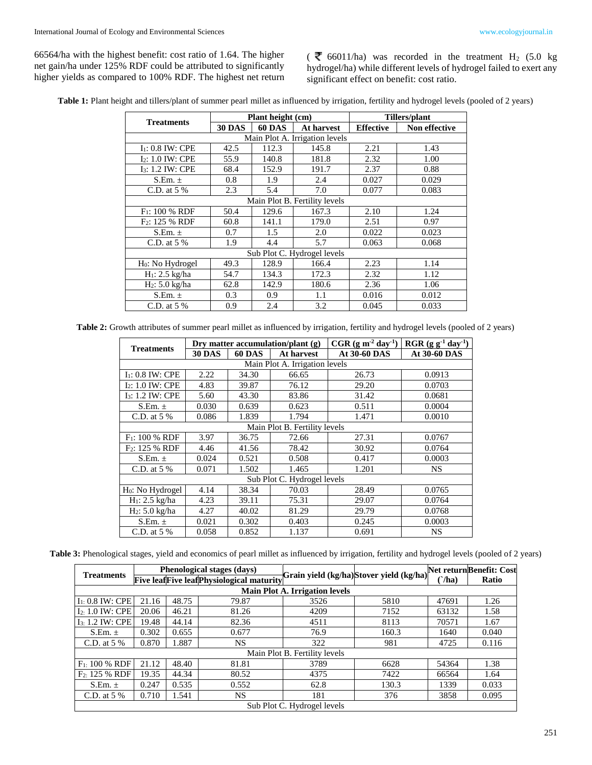66564/ha with the highest benefit: cost ratio of 1.64. The higher net gain/ha under 125% RDF could be attributed to significantly higher yields as compared to 100% RDF. The highest net return (₹ 66011/ha) was recorded in the treatment $H_2$ (5.0 kg hydrogel/ha) while different levels of hydrogel failed to exert any significant effect on benefit: cost ratio.

**Table 1:** Plant height and tillers/plant of summer pearl millet as influenced by irrigation, fertility and hydrogel levels (pooled of 2 years)

| Treatments | Plant height (cm) | | | Tillers/plant | |
|---|---|---|---|---|---|
| | 30 DAS | 60 DAS | At harvest | Effective | Non effective |
| Main Plot A. Irrigation levels | | | | | |
| $I_1$: 0.8 IW: CPE | 42.5 | 112.3 | 145.8 | 2.21 | 1.43 |
| $I_2$: 1.0 IW: CPE | 55.9 | 140.8 | 181.8 | 2.32 | 1.00 |
| $I_3$: 1.2 IW: CPE | 68.4 | 152.9 | 191.7 | 2.37 | 0.88 |
| S.Em. ± | 0.8 | 1.9 | 2.4 | 0.027 | 0.029 |
| C.D. at 5 % | 2.3 | 5.4 | 7.0 | 0.077 | 0.083 |
| Main Plot B. Fertility levels | | | | | |
| $F_1$: 100 % RDF | 50.4 | 129.6 | 167.3 | 2.10 | 1.24 |
| $F_2$: 125 % RDF | 60.8 | 141.1 | 179.0 | 2.51 | 0.97 |
| S.Em. ± | 0.7 | 1.5 | 2.0 | 0.022 | 0.023 |
| C.D. at 5 % | 1.9 | 4.4 | 5.7 | 0.063 | 0.068 |
| Sub Plot C. Hydrogel levels | | | | | |
| $H_0$: No Hydrogel | 49.3 | 128.9 | 166.4 | 2.23 | 1.14 |
| $H_1$: 2.5 kg/ha | 54.7 | 134.3 | 172.3 | 2.32 | 1.12 |
| $H_2$: 5.0 kg/ha | 62.8 | 142.9 | 180.6 | 2.36 | 1.06 |
| S.Em. ± | 0.3 | 0.9 | 1.1 | 0.016 | 0.012 |
| C.D. at 5 % | 0.9 | 2.4 | 3.2 | 0.045 | 0.033 |

**Table 2:** Growth attributes of summer pearl millet as influenced by irrigation, fertility and hydrogel levels (pooled of 2 years)

| Treatments | Dry matter accumulation/plant (g) | | | CGR ($g\ m^{-2}\ day^{-1}$) | RGR ($g\ g^{-1}\ day^{-1}$) |
|---|---|---|---|---|---|
| | 30 DAS | 60 DAS | At harvest | At 30-60 DAS | At 30-60 DAS |
| Main Plot A. Irrigation levels | | | | | |
| $I_1$: 0.8 IW: CPE | 2.22 | 34.30 | 66.65 | 26.73 | 0.0913 |
| $I_2$: 1.0 IW: CPE | 4.83 | 39.87 | 76.12 | 29.20 | 0.0703 |
| $I_3$: 1.2 IW: CPE | 5.60 | 43.30 | 83.86 | 31.42 | 0.0681 |
| S.Em. ± | 0.030 | 0.639 | 0.623 | 0.511 | 0.0004 |
| C.D. at 5 % | 0.086 | 1.839 | 1.794 | 1.471 | 0.0010 |
| Main Plot B. Fertility levels | | | | | |
| $F_1$: 100 % RDF | 3.97 | 36.75 | 72.66 | 27.31 | 0.0767 |
| $F_2$: 125 % RDF | 4.46 | 41.56 | 78.42 | 30.92 | 0.0764 |
| S.Em. ± | 0.024 | 0.521 | 0.508 | 0.417 | 0.0003 |
| C.D. at 5 % | 0.071 | 1.502 | 1.465 | 1.201 | NS |
| Sub Plot C. Hydrogel levels | | | | | |
| $H_0$: No Hydrogel | 4.14 | 38.34 | 70.03 | 28.49 | 0.0765 |
| $H_1$: 2.5 kg/ha | 4.23 | 39.11 | 75.31 | 29.07 | 0.0764 |
| $H_2$: 5.0 kg/ha | 4.27 | 40.02 | 81.29 | 29.79 | 0.0768 |
| S.Em. ± | 0.021 | 0.302 | 0.403 | 0.245 | 0.0003 |
| C.D. at 5 % | 0.058 | 0.852 | 1.137 | 0.691 | NS |

**Table 3:** Phenological stages, yield and economics of pearl millet as influenced by irrigation, fertility and hydrogel levels (pooled of 2 years)

| Treatments | Phenological stages (days) | | | Grain yield (kg/ha) | Stover yield (kg/ha) | Net return (`/ha) | Benefit: Cost Ratio |
|---|---|---|---|---|---|---|---|
| | Five leaf | Five leaf | Physiological maturity | | | | |
| Main Plot A. Irrigation levels | | | | | | | |
| $I_1$: 0.8 IW: CPE | 21.16 | 48.75 | 79.87 | 3526 | 5810 | 47691 | 1.26 |
| $I_2$: 1.0 IW: CPE | 20.06 | 46.21 | 81.26 | 4209 | 7152 | 63132 | 1.58 |
| $I_3$: 1.2 IW: CPE | 19.48 | 44.14 | 82.36 | 4511 | 8113 | 70571 | 1.67 |
| S.Em. ± | 0.302 | 0.655 | 0.677 | 76.9 | 160.3 | 1640 | 0.040 |
| C.D. at 5 % | 0.870 | 1.887 | NS | 322 | 981 | 4725 | 0.116 |
| Main Plot B. Fertility levels | | | | | | | |
| $F_1$: 100 % RDF | 21.12 | 48.40 | 81.81 | 3789 | 6628 | 54364 | 1.38 |
| $F_2$: 125 % RDF | 19.35 | 44.34 | 80.52 | 4375 | 7422 | 66564 | 1.64 |
| S.Em. ± | 0.247 | 0.535 | 0.552 | 62.8 | 130.3 | 1339 | 0.033 |
| C.D. at 5 % | 0.710 | 1.541 | NS | 181 | 376 | 3858 | 0.095 |
| Sub Plot C. Hydrogel levels | | | | | | | |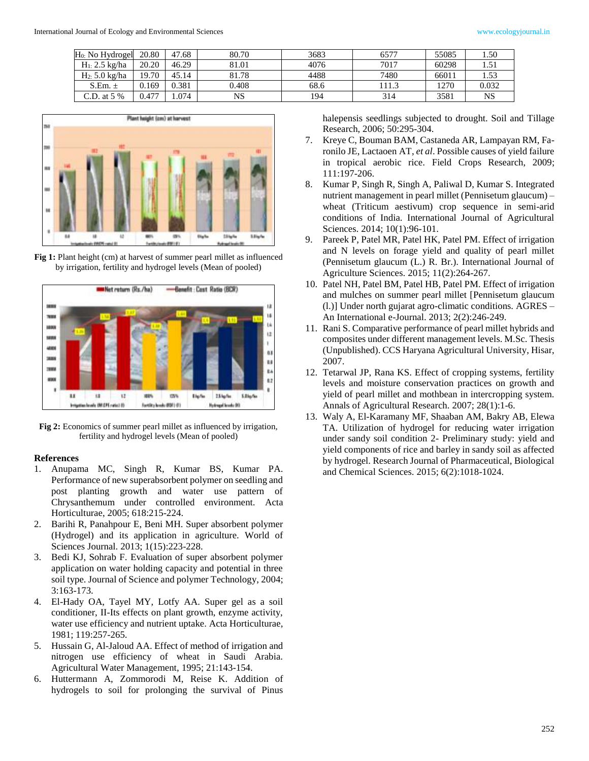| | | | | | | | |
|---|---|---|---|---|---|---|---|
| $H_0$: No Hydrogel | 20.80 | 47.68 | 80.70 | 3683 | 6577 | 55085 | 1.50 |
| $H_1$: 2.5 kg/ha | 20.20 | 46.29 | 81.01 | 4076 | 7017 | 60298 | 1.51 |
| $H_2$: 5.0 kg/ha | 19.70 | 45.14 | 81.78 | 4488 | 7480 | 66011 | 1.53 |
| S.Em. ± | 0.169 | 0.381 | 0.408 | 68.6 | 111.3 | 1270 | 0.032 |
| C.D. at 5 % | 0.477 | 1.074 | NS | 194 | 314 | 3581 | NS |

**Fig 1:** Plant height (cm) at harvest of summer pearl millet as influenced by irrigation, fertility and hydrogel levels (Mean of pooled)

**Fig 2:** Economics of summer pearl millet as influenced by irrigation, fertility and hydrogel levels (Mean of pooled)

## References

1. Anupama MC, Singh R, Kumar BS, Kumar PA. Performance of new superabsorbent polymer on seedling and post planting growth and water use pattern of Chrysanthemum under controlled environment. Acta Horticulturae, 2005; 618:215-224.
2. Barihi R, Panahpour E, Beni MH. Super absorbent polymer (Hydrogel) and its application in agriculture. World of Sciences Journal. 2013; 1(15):223-228.
3. Bedi KJ, Sohrab F. Evaluation of super absorbent polymer application on water holding capacity and potential in three soil type. Journal of Science and polymer Technology, 2004; 3:163-173.
4. El-Hady OA, Tayel MY, Lotfy AA. Super gel as a soil conditioner, II-Its effects on plant growth, enzyme activity, water use efficiency and nutrient uptake. Acta Horticulturae, 1981; 119:257-265.
5. Hussain G, Al-Jaloud AA. Effect of method of irrigation and nitrogen use efficiency of wheat in Saudi Arabia. Agricultural Water Management, 1995; 21:143-154.
6. Huttermann A, Zommorodi M, Reise K. Addition of hydrogels to soil for prolonging the survival of Pinus halepensis seedlings subjected to drought. Soil and Tillage Research, 2006; 50:295-304.
7. Kreye C, Bouman BAM, Castaneda AR, Lampayan RM, Faronilo JE, Lactaoen AT, *et al*. Possible causes of yield failure in tropical aerobic rice. Field Crops Research, 2009; 111:197-206.
8. Kumar P, Singh R, Singh A, Paliwal D, Kumar S. Integrated nutrient management in pearl millet (Pennisetum glaucum) – wheat (Triticum aestivum) crop sequence in semi-arid conditions of India. International Journal of Agricultural Sciences. 2014; 10(1):96-101.
9. Pareek P, Patel MR, Patel HK, Patel PM. Effect of irrigation and N levels on forage yield and quality of pearl millet (Pennisetum glaucum (L.) R. Br.). International Journal of Agriculture Sciences. 2015; 11(2):264-267.
10. Patel NH, Patel BM, Patel HB, Patel PM. Effect of irrigation and mulches on summer pearl millet [Pennisetum glaucum (l.)] Under north gujarat agro-climatic conditions. AGRES – An International e-Journal. 2013; 2(2):246-249.
11. Rani S. Comparative performance of pearl millet hybrids and composites under different management levels. M.Sc. Thesis (Unpublished). CCS Haryana Agricultural University, Hisar, 2007.
12. Tetarwal JP, Rana KS. Effect of cropping systems, fertility levels and moisture conservation practices on growth and yield of pearl millet and mothbean in intercropping system. Annals of Agricultural Research. 2007; 28(1):1-6.
13. Waly A, El-Karamany MF, Shaaban AM, Bakry AB, Elewa TA. Utilization of hydrogel for reducing water irrigation under sandy soil condition 2- Preliminary study: yield and yield components of rice and barley in sandy soil as affected by hydrogel. Research Journal of Pharmaceutical, Biological and Chemical Sciences. 2015; 6(2):1018-1024.